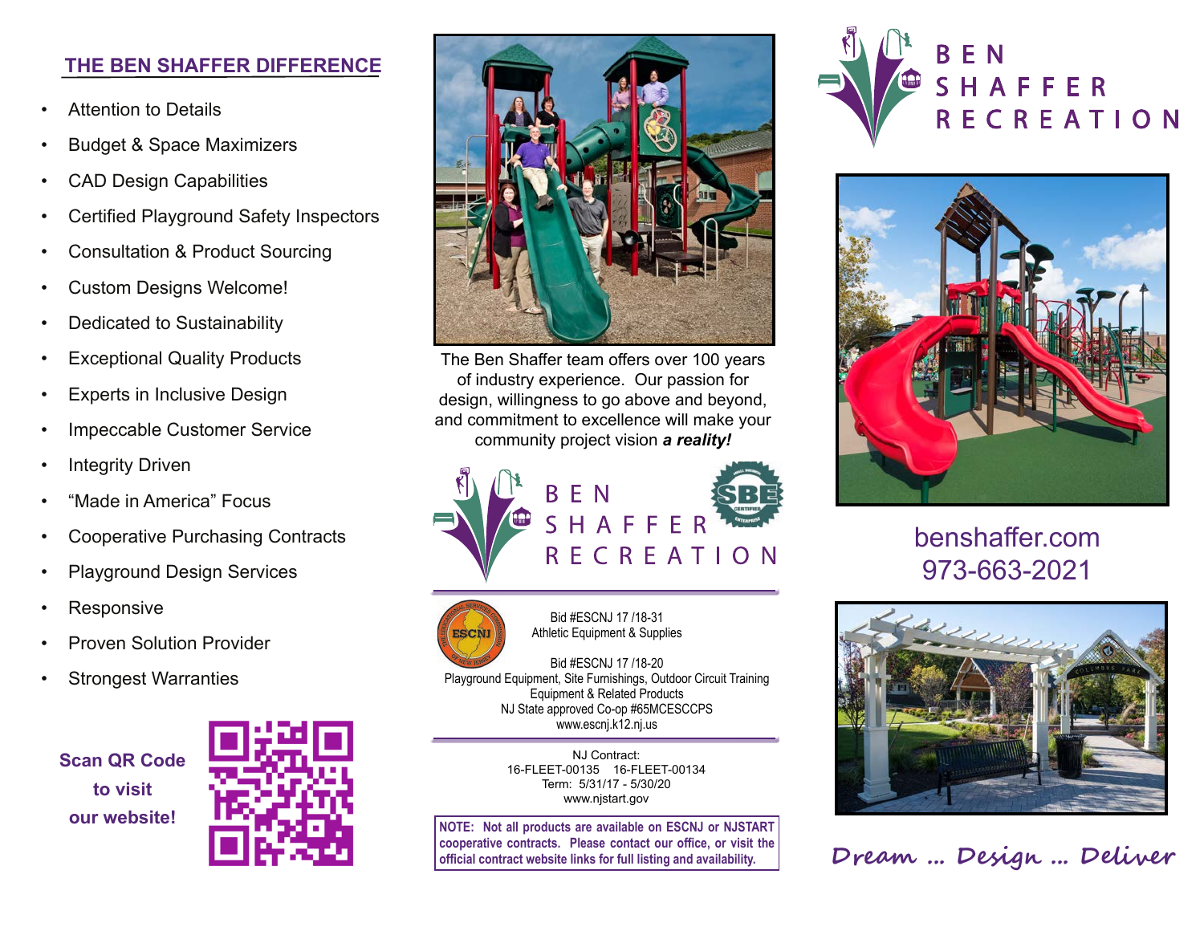## THE BEN SHAFFER DIFFERENCE

- Attention to Details
- Budget & Space Maximizers
- CAD Design Capabilities
- Certified Playground Safety Inspectors
- Consultation & Product Sourcing
- Custom Designs Welcome!
- Dedicated to Sustainability
- Exceptional Quality Products
- Experts in Inclusive Design
- Impeccable Customer Service
- Integrity Driven
- "Made in America" Focus
- Cooperative Purchasing Contracts
- Playground Design Services
- Responsive
- Proven Solution Provider
- Strongest Warranties

**Scan QR Code to visit our website!**

The Ben Shaffer team offers over 100 years of industry experience. Our passion for design, willingness to go above and beyond, and commitment to excellence will make your community project vision ***a reality!***

BEN SHAFFER RECREATION

SBE CERTIFIED SMALL BUSINESS ENTERPRISE

ESCNJ THE EDUCATIONAL SERVICES COMMISSION OF NEW JERSEY

Bid #ESCNJ 17 /18-31
Athletic Equipment & Supplies

Bid #ESCNJ 17 /18-20
Playground Equipment, Site Furnishings, Outdoor Circuit Training Equipment & Related Products
NJ State approved Co-op #65MCESCCPS
www.escnj.k12.nj.us

NJ Contract:
16-FLEET-00135 16-FLEET-00134
Term: 5/31/17 - 5/30/20
www.njstart.gov

**NOTE: Not all products are available on ESCNJ or NJSTART cooperative contracts. Please contact our office, or visit the official contract website links for full listing and availability.**

# BEN SHAFFER RECREATION

benshaffer.com
973-663-2021

*Dream ... Design ... Deliver*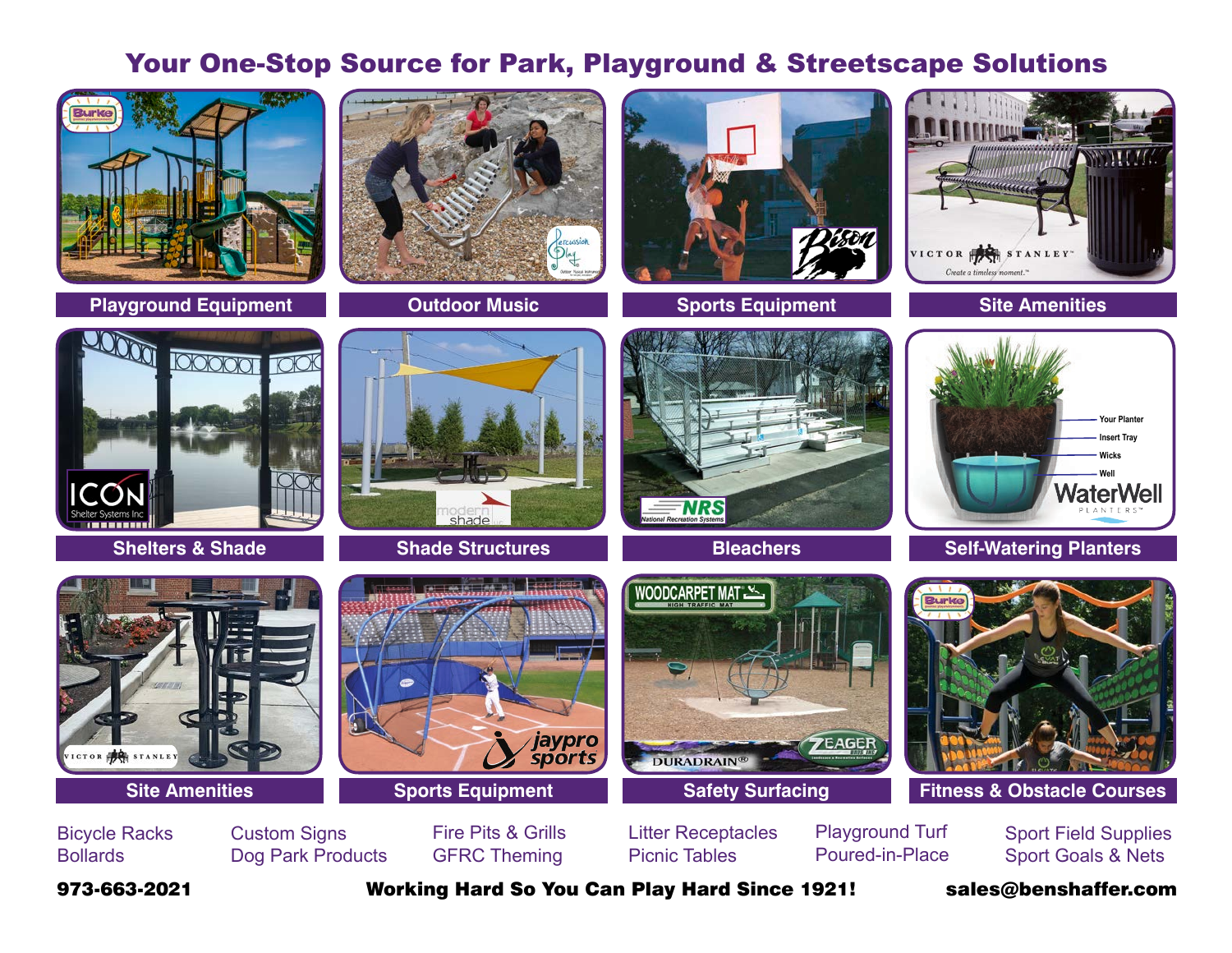# Your One-Stop Source for Park, Playground & Streetscape Solutions

**Playground Equipment**

**Outdoor Music**

**Sports Equipment**

**Site Amenities**

**Shelters & Shade**

**Shade Structures**

**Bleachers**

**Self-Watering Planters**

**Site Amenities**

**Sports Equipment**

**Safety Surfacing**

**Fitness & Obstacle Courses**

Bicycle Racks
Bollards

Custom Signs
Dog Park Products

Fire Pits & Grills
GFRC Theming

Litter Receptacles
Picnic Tables

Playground Turf
Poured-in-Place

Sport Field Supplies
Sport Goals & Nets

**973-663-2021** **Working Hard So You Can Play Hard Since 1921!** **sales@benshaffer.com**